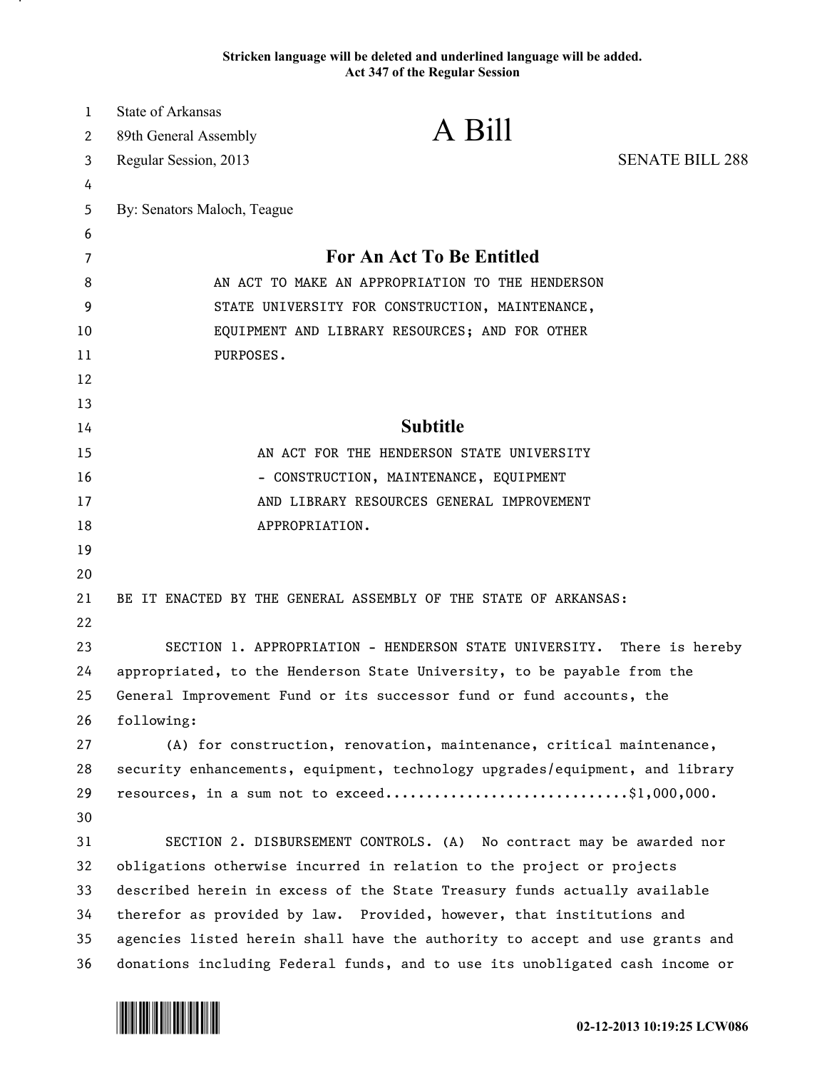Stricken language will be deleted and underlined language will be added.
Act 347 of the Regular Session

State of Arkansas
89th General Assembly
Regular Session, 2013

# A Bill

SENATE BILL 288

By: Senators Maloch, Teague

## For An Act To Be Entitled

AN ACT TO MAKE AN APPROPRIATION TO THE HENDERSON STATE UNIVERSITY FOR CONSTRUCTION, MAINTENANCE, EQUIPMENT AND LIBRARY RESOURCES; AND FOR OTHER PURPOSES.

## Subtitle

AN ACT FOR THE HENDERSON STATE UNIVERSITY - CONSTRUCTION, MAINTENANCE, EQUIPMENT AND LIBRARY RESOURCES GENERAL IMPROVEMENT APPROPRIATION.

BE IT ENACTED BY THE GENERAL ASSEMBLY OF THE STATE OF ARKANSAS:

SECTION 1. APPROPRIATION - HENDERSON STATE UNIVERSITY. There is hereby appropriated, to the Henderson State University, to be payable from the General Improvement Fund or its successor fund or fund accounts, the following:

(A) for construction, renovation, maintenance, critical maintenance, security enhancements, equipment, technology upgrades/equipment, and library resources, in a sum not to exceed..............................$1,000,000.

SECTION 2. DISBURSEMENT CONTROLS. (A) No contract may be awarded nor obligations otherwise incurred in relation to the project or projects described herein in excess of the State Treasury funds actually available therefor as provided by law. Provided, however, that institutions and agencies listed herein shall have the authority to accept and use grants and donations including Federal funds, and to use its unobligated cash income or

02-12-2013 10:19:25 LCW086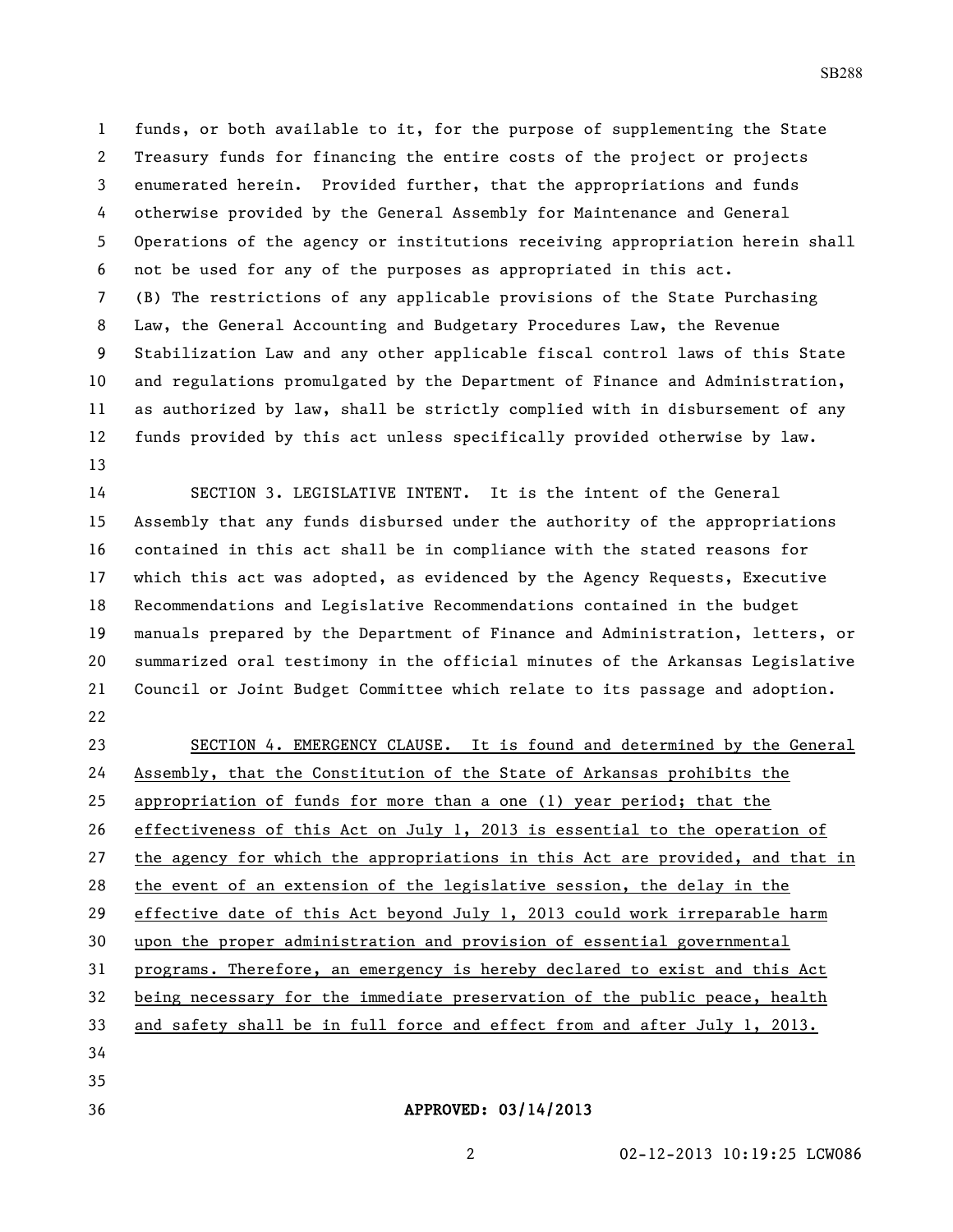funds, or both available to it, for the purpose of supplementing the State Treasury funds for financing the entire costs of the project or projects enumerated herein. Provided further, that the appropriations and funds otherwise provided by the General Assembly for Maintenance and General Operations of the agency or institutions receiving appropriation herein shall not be used for any of the purposes as appropriated in this act.

(B) The restrictions of any applicable provisions of the State Purchasing Law, the General Accounting and Budgetary Procedures Law, the Revenue Stabilization Law and any other applicable fiscal control laws of this State and regulations promulgated by the Department of Finance and Administration, as authorized by law, shall be strictly complied with in disbursement of any funds provided by this act unless specifically provided otherwise by law.

SECTION 3. LEGISLATIVE INTENT. It is the intent of the General Assembly that any funds disbursed under the authority of the appropriations contained in this act shall be in compliance with the stated reasons for which this act was adopted, as evidenced by the Agency Requests, Executive Recommendations and Legislative Recommendations contained in the budget manuals prepared by the Department of Finance and Administration, letters, or summarized oral testimony in the official minutes of the Arkansas Legislative Council or Joint Budget Committee which relate to its passage and adoption.

SECTION 4. EMERGENCY CLAUSE. It is found and determined by the General Assembly, that the Constitution of the State of Arkansas prohibits the appropriation of funds for more than a one (1) year period; that the effectiveness of this Act on July 1, 2013 is essential to the operation of the agency for which the appropriations in this Act are provided, and that in the event of an extension of the legislative session, the delay in the effective date of this Act beyond July 1, 2013 could work irreparable harm upon the proper administration and provision of essential governmental programs. Therefore, an emergency is hereby declared to exist and this Act being necessary for the immediate preservation of the public peace, health and safety shall be in full force and effect from and after July 1, 2013.

**APPROVED: 03/14/2013**